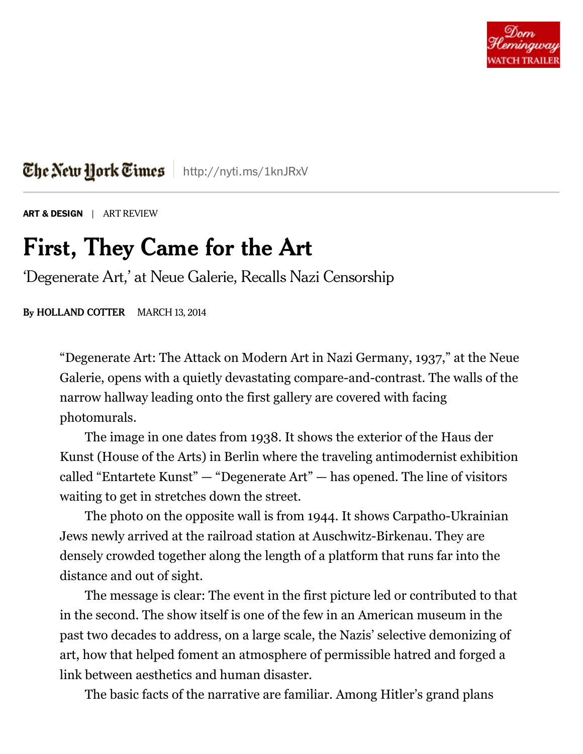The New York Times | http://nyti.ms/1knJRxV

**ART & DESIGN** | ART REVIEW

# First, They Came for the Art

'Degenerate Art,' at Neue Galerie, Recalls Nazi Censorship

**By HOLLAND COTTER** MARCH 13, 2014

"Degenerate Art: The Attack on Modern Art in Nazi Germany, 1937," at the Neue Galerie, opens with a quietly devastating compare-and-contrast. The walls of the narrow hallway leading onto the first gallery are covered with facing photomurals.

The image in one dates from 1938. It shows the exterior of the Haus der Kunst (House of the Arts) in Berlin where the traveling antimodernist exhibition called "Entartete Kunst" — "Degenerate Art" — has opened. The line of visitors waiting to get in stretches down the street.

The photo on the opposite wall is from 1944. It shows Carpatho-Ukrainian Jews newly arrived at the railroad station at Auschwitz-Birkenau. They are densely crowded together along the length of a platform that runs far into the distance and out of sight.

The message is clear: The event in the first picture led or contributed to that in the second. The show itself is one of the few in an American museum in the past two decades to address, on a large scale, the Nazis' selective demonizing of art, how that helped foment an atmosphere of permissible hatred and forged a link between aesthetics and human disaster.

The basic facts of the narrative are familiar. Among Hitler's grand plans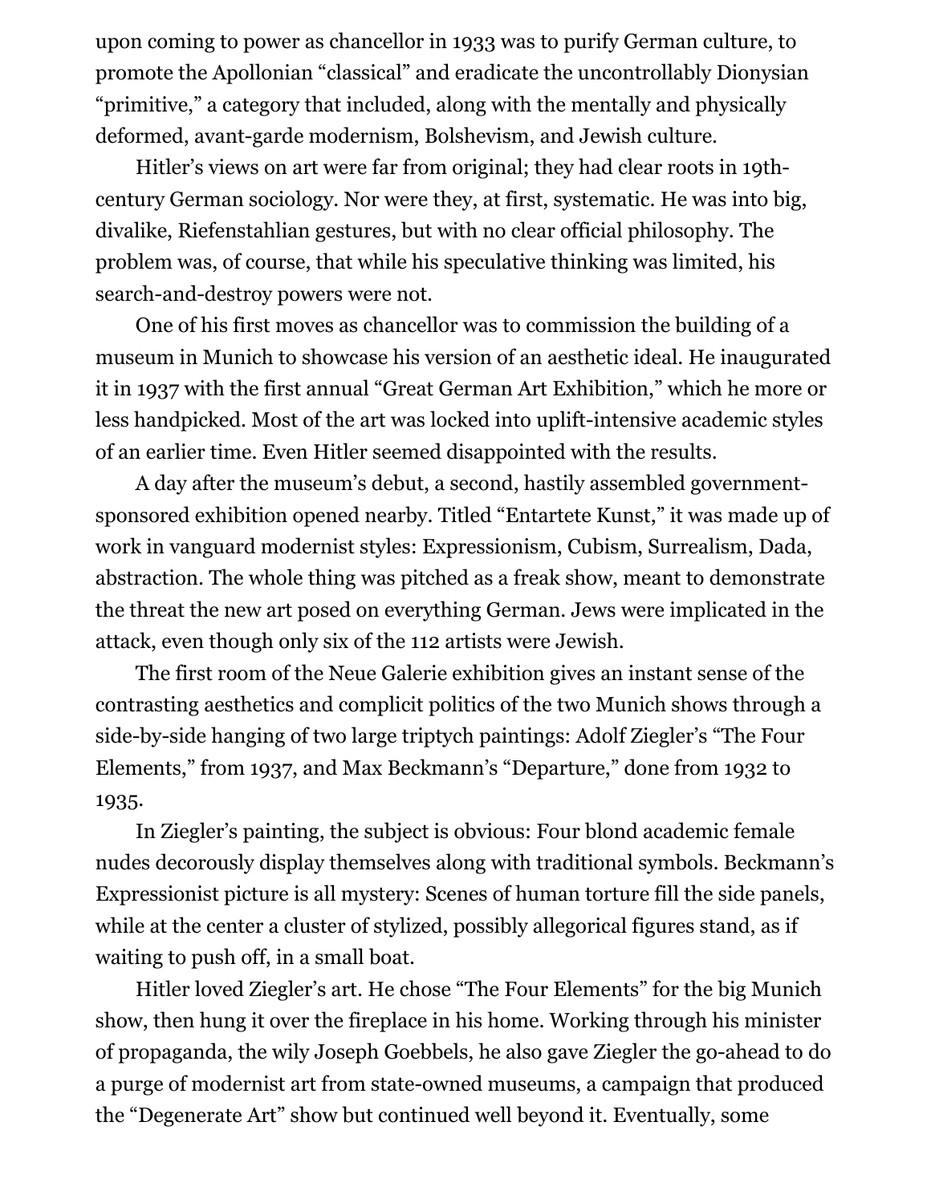upon coming to power as chancellor in 1933 was to purify German culture, to promote the Apollonian "classical" and eradicate the uncontrollably Dionysian "primitive," a category that included, along with the mentally and physically deformed, avant-garde modernism, Bolshevism, and Jewish culture.

Hitler's views on art were far from original; they had clear roots in 19th-century German sociology. Nor were they, at first, systematic. He was into big, divalike, Riefenstahlian gestures, but with no clear official philosophy. The problem was, of course, that while his speculative thinking was limited, his search-and-destroy powers were not.

One of his first moves as chancellor was to commission the building of a museum in Munich to showcase his version of an aesthetic ideal. He inaugurated it in 1937 with the first annual "Great German Art Exhibition," which he more or less handpicked. Most of the art was locked into uplift-intensive academic styles of an earlier time. Even Hitler seemed disappointed with the results.

A day after the museum's debut, a second, hastily assembled government-sponsored exhibition opened nearby. Titled "Entartete Kunst," it was made up of work in vanguard modernist styles: Expressionism, Cubism, Surrealism, Dada, abstraction. The whole thing was pitched as a freak show, meant to demonstrate the threat the new art posed on everything German. Jews were implicated in the attack, even though only six of the 112 artists were Jewish.

The first room of the Neue Galerie exhibition gives an instant sense of the contrasting aesthetics and complicit politics of the two Munich shows through a side-by-side hanging of two large triptych paintings: Adolf Ziegler's "The Four Elements," from 1937, and Max Beckmann's "Departure," done from 1932 to 1935.

In Ziegler's painting, the subject is obvious: Four blond academic female nudes decorously display themselves along with traditional symbols. Beckmann's Expressionist picture is all mystery: Scenes of human torture fill the side panels, while at the center a cluster of stylized, possibly allegorical figures stand, as if waiting to push off, in a small boat.

Hitler loved Ziegler's art. He chose "The Four Elements" for the big Munich show, then hung it over the fireplace in his home. Working through his minister of propaganda, the wily Joseph Goebbels, he also gave Ziegler the go-ahead to do a purge of modernist art from state-owned museums, a campaign that produced the "Degenerate Art" show but continued well beyond it. Eventually, some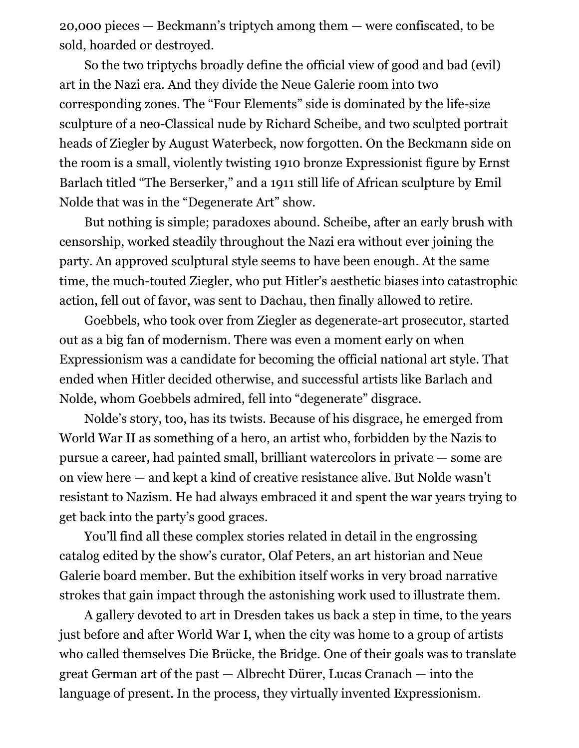20,000 pieces — Beckmann's triptych among them — were confiscated, to be sold, hoarded or destroyed.

So the two triptychs broadly define the official view of good and bad (evil) art in the Nazi era. And they divide the Neue Galerie room into two corresponding zones. The "Four Elements" side is dominated by the life-size sculpture of a neo-Classical nude by Richard Scheibe, and two sculpted portrait heads of Ziegler by August Waterbeck, now forgotten. On the Beckmann side on the room is a small, violently twisting 1910 bronze Expressionist figure by Ernst Barlach titled "The Berserker," and a 1911 still life of African sculpture by Emil Nolde that was in the "Degenerate Art" show.

But nothing is simple; paradoxes abound. Scheibe, after an early brush with censorship, worked steadily throughout the Nazi era without ever joining the party. An approved sculptural style seems to have been enough. At the same time, the much-touted Ziegler, who put Hitler's aesthetic biases into catastrophic action, fell out of favor, was sent to Dachau, then finally allowed to retire.

Goebbels, who took over from Ziegler as degenerate-art prosecutor, started out as a big fan of modernism. There was even a moment early on when Expressionism was a candidate for becoming the official national art style. That ended when Hitler decided otherwise, and successful artists like Barlach and Nolde, whom Goebbels admired, fell into "degenerate" disgrace.

Nolde's story, too, has its twists. Because of his disgrace, he emerged from World War II as something of a hero, an artist who, forbidden by the Nazis to pursue a career, had painted small, brilliant watercolors in private — some are on view here — and kept a kind of creative resistance alive. But Nolde wasn't resistant to Nazism. He had always embraced it and spent the war years trying to get back into the party's good graces.

You'll find all these complex stories related in detail in the engrossing catalog edited by the show's curator, Olaf Peters, an art historian and Neue Galerie board member. But the exhibition itself works in very broad narrative strokes that gain impact through the astonishing work used to illustrate them.

A gallery devoted to art in Dresden takes us back a step in time, to the years just before and after World War I, when the city was home to a group of artists who called themselves Die Brücke, the Bridge. One of their goals was to translate great German art of the past — Albrecht Dürer, Lucas Cranach — into the language of present. In the process, they virtually invented Expressionism.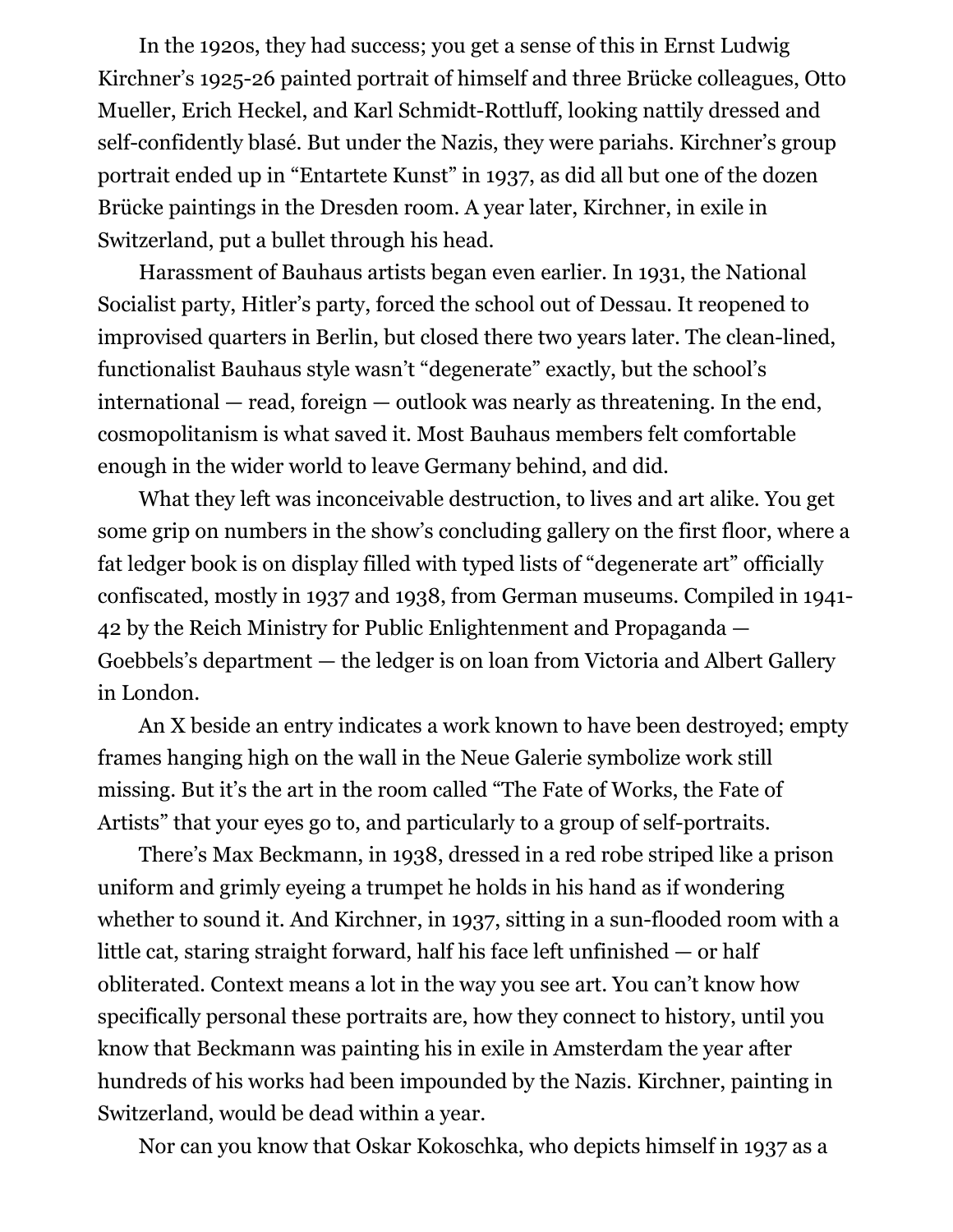In the 1920s, they had success; you get a sense of this in Ernst Ludwig Kirchner's 1925-26 painted portrait of himself and three Brücke colleagues, Otto Mueller, Erich Heckel, and Karl Schmidt-Rottluff, looking nattily dressed and self-confidently blasé. But under the Nazis, they were pariahs. Kirchner's group portrait ended up in "Entartete Kunst" in 1937, as did all but one of the dozen Brücke paintings in the Dresden room. A year later, Kirchner, in exile in Switzerland, put a bullet through his head.

Harassment of Bauhaus artists began even earlier. In 1931, the National Socialist party, Hitler's party, forced the school out of Dessau. It reopened to improvised quarters in Berlin, but closed there two years later. The clean-lined, functionalist Bauhaus style wasn't "degenerate" exactly, but the school's international — read, foreign — outlook was nearly as threatening. In the end, cosmopolitanism is what saved it. Most Bauhaus members felt comfortable enough in the wider world to leave Germany behind, and did.

What they left was inconceivable destruction, to lives and art alike. You get some grip on numbers in the show's concluding gallery on the first floor, where a fat ledger book is on display filled with typed lists of "degenerate art" officially confiscated, mostly in 1937 and 1938, from German museums. Compiled in 1941-42 by the Reich Ministry for Public Enlightenment and Propaganda — Goebbels's department — the ledger is on loan from Victoria and Albert Gallery in London.

An X beside an entry indicates a work known to have been destroyed; empty frames hanging high on the wall in the Neue Galerie symbolize work still missing. But it's the art in the room called "The Fate of Works, the Fate of Artists" that your eyes go to, and particularly to a group of self-portraits.

There's Max Beckmann, in 1938, dressed in a red robe striped like a prison uniform and grimly eyeing a trumpet he holds in his hand as if wondering whether to sound it. And Kirchner, in 1937, sitting in a sun-flooded room with a little cat, staring straight forward, half his face left unfinished — or half obliterated. Context means a lot in the way you see art. You can't know how specifically personal these portraits are, how they connect to history, until you know that Beckmann was painting his in exile in Amsterdam the year after hundreds of his works had been impounded by the Nazis. Kirchner, painting in Switzerland, would be dead within a year.

Nor can you know that Oskar Kokoschka, who depicts himself in 1937 as a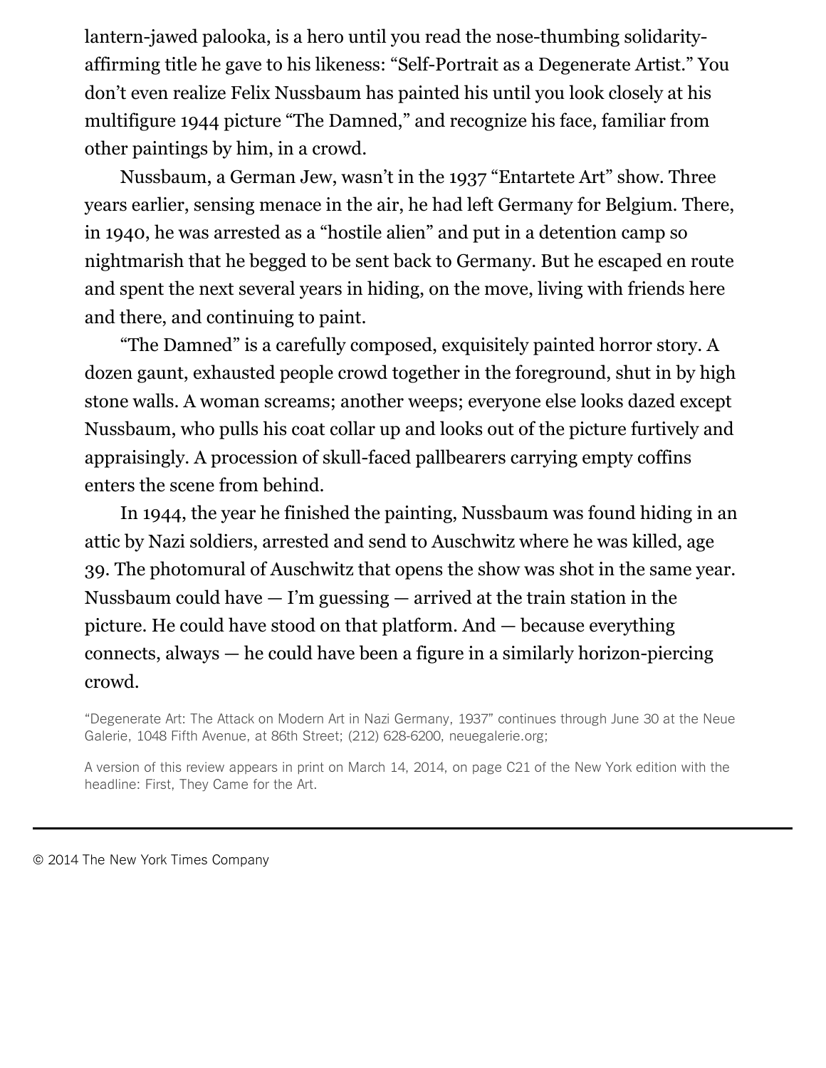lantern-jawed palooka, is a hero until you read the nose-thumbing solidarity-affirming title he gave to his likeness: “Self-Portrait as a Degenerate Artist.” You don’t even realize Felix Nussbaum has painted his until you look closely at his multifigure 1944 picture “The Damned,” and recognize his face, familiar from other paintings by him, in a crowd.

Nussbaum, a German Jew, wasn’t in the 1937 “Entartete Art” show. Three years earlier, sensing menace in the air, he had left Germany for Belgium. There, in 1940, he was arrested as a “hostile alien” and put in a detention camp so nightmarish that he begged to be sent back to Germany. But he escaped en route and spent the next several years in hiding, on the move, living with friends here and there, and continuing to paint.

“The Damned” is a carefully composed, exquisitely painted horror story. A dozen gaunt, exhausted people crowd together in the foreground, shut in by high stone walls. A woman screams; another weeps; everyone else looks dazed except Nussbaum, who pulls his coat collar up and looks out of the picture furtively and appraisingly. A procession of skull-faced pallbearers carrying empty coffins enters the scene from behind.

In 1944, the year he finished the painting, Nussbaum was found hiding in an attic by Nazi soldiers, arrested and send to Auschwitz where he was killed, age 39. The photomural of Auschwitz that opens the show was shot in the same year. Nussbaum could have — I’m guessing — arrived at the train station in the picture. He could have stood on that platform. And — because everything connects, always — he could have been a figure in a similarly horizon-piercing crowd.

“Degenerate Art: The Attack on Modern Art in Nazi Germany, 1937” continues through June 30 at the Neue Galerie, 1048 Fifth Avenue, at 86th Street; (212) 628-6200, neuegalerie.org;

A version of this review appears in print on March 14, 2014, on page C21 of the New York edition with the headline: First, They Came for the Art.

© 2014 The New York Times Company